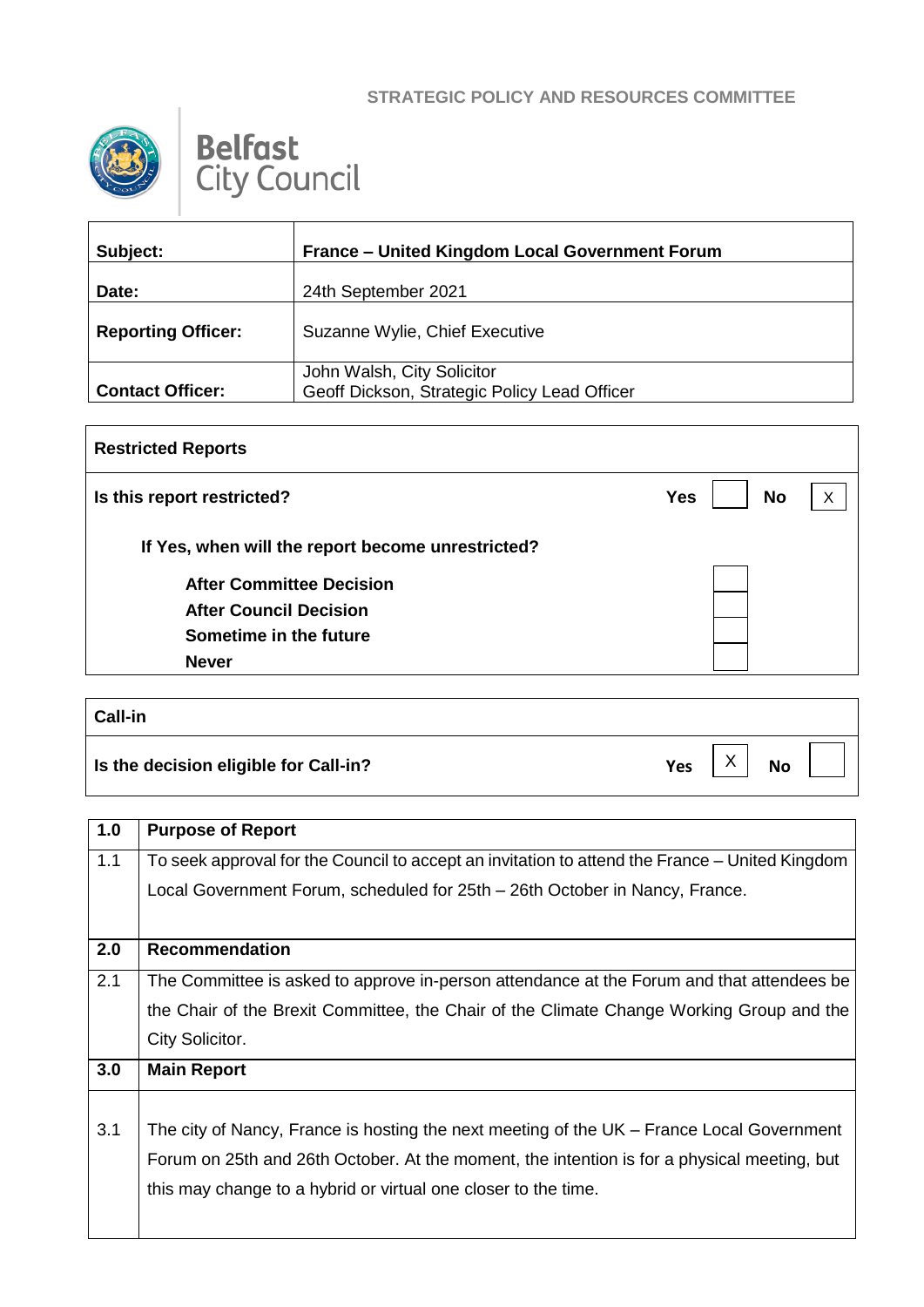**STRATEGIC POLICY AND RESOURCES COMMITTEE**

**Belfast City Council**

| | |
|---|---|
| **Subject:** | **France – United Kingdom Local Government Forum** |
| **Date:** | 24th September 2021 |
| **Reporting Officer:** | Suzanne Wylie, Chief Executive |
| **Contact Officer:** | John Walsh, City Solicitor<br>Geoff Dickson, Strategic Policy Lead Officer |

| **Restricted Reports** | | | | |
|---|---|---|---|---|
| **Is this report restricted?** | **Yes** | | **No** | X |
| **If Yes, when will the report become unrestricted?** | | | | |
| **After Committee Decision** | | | | |
| **After Council Decision** | | | | |
| **Sometime in the future** | | | | |
| **Never** | | | | |

| **Call-in** | | | | |
|---|---|---|---|---|
| **Is the decision eligible for Call-in?** | **Yes** | X | **No** | |

| | |
|---|---|
| **1.0** | **Purpose of Report** |
| 1.1 | To seek approval for the Council to accept an invitation to attend the France – United Kingdom Local Government Forum, scheduled for 25th – 26th October in Nancy, France. |
| **2.0** | **Recommendation** |
| 2.1 | The Committee is asked to approve in-person attendance at the Forum and that attendees be the Chair of the Brexit Committee, the Chair of the Climate Change Working Group and the City Solicitor. |
| **3.0** | **Main Report** |
| 3.1 | The city of Nancy, France is hosting the next meeting of the UK – France Local Government Forum on 25th and 26th October. At the moment, the intention is for a physical meeting, but this may change to a hybrid or virtual one closer to the time. |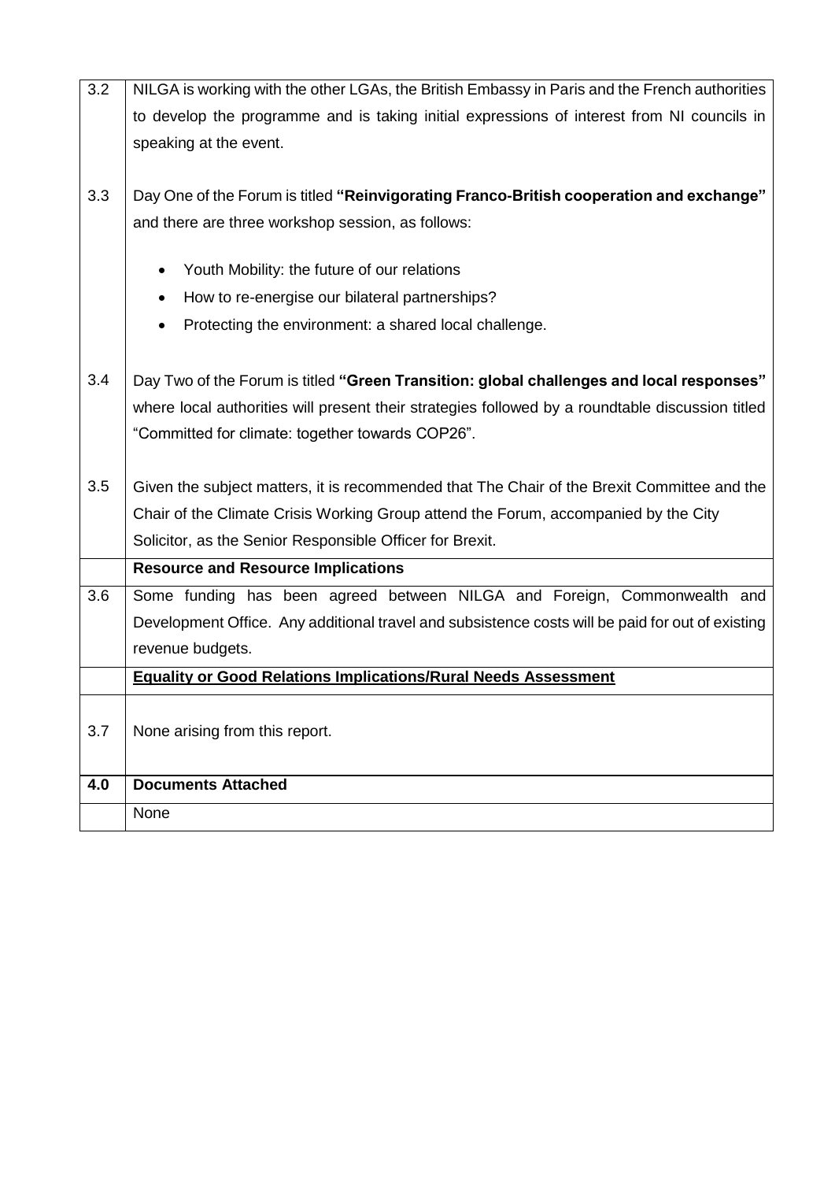| | |
|---|---|
| 3.2 | NILGA is working with the other LGAs, the British Embassy in Paris and the French authorities to develop the programme and is taking initial expressions of interest from NI councils in speaking at the event. |
| 3.3 | Day One of the Forum is titled **"Reinvigorating Franco-British cooperation and exchange"** and there are three workshop session, as follows:<br><br>• Youth Mobility: the future of our relations<br>• How to re-energise our bilateral partnerships?<br>• Protecting the environment: a shared local challenge. |
| 3.4 | Day Two of the Forum is titled **"Green Transition: global challenges and local responses"** where local authorities will present their strategies followed by a roundtable discussion titled "Committed for climate: together towards COP26". |
| 3.5 | Given the subject matters, it is recommended that The Chair of the Brexit Committee and the Chair of the Climate Crisis Working Group attend the Forum, accompanied by the City Solicitor, as the Senior Responsible Officer for Brexit. |
| | **Resource and Resource Implications** |
| 3.6 | Some funding has been agreed between NILGA and Foreign, Commonwealth and Development Office. Any additional travel and subsistence costs will be paid for out of existing revenue budgets. |
| | **Equality or Good Relations Implications/Rural Needs Assessment** |
| 3.7 | None arising from this report. |
| **4.0** | **Documents Attached** |
| | None |